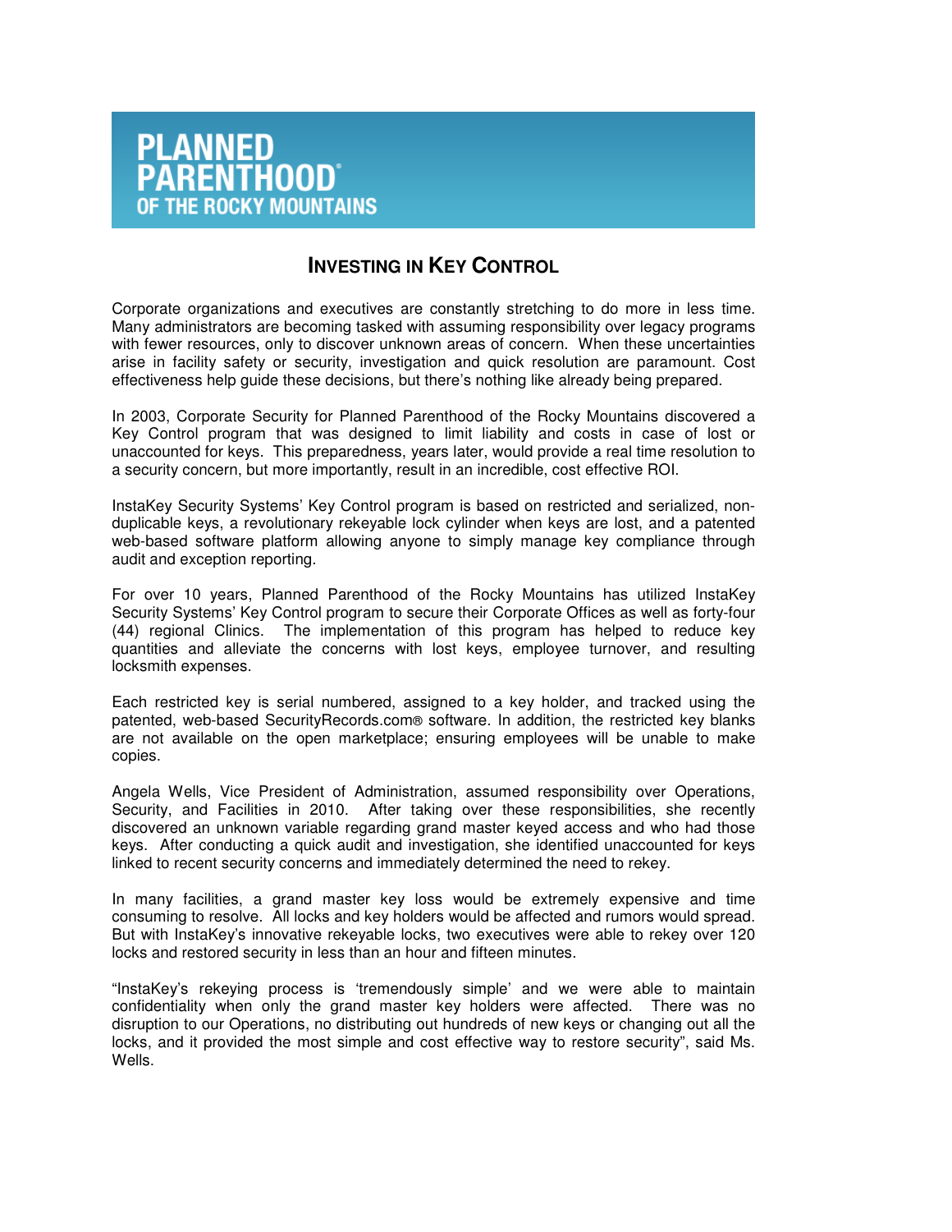**PLANNED PARENTHOOD® OF THE ROCKY MOUNTAINS**

# INVESTING IN KEY CONTROL

Corporate organizations and executives are constantly stretching to do more in less time. Many administrators are becoming tasked with assuming responsibility over legacy programs with fewer resources, only to discover unknown areas of concern. When these uncertainties arise in facility safety or security, investigation and quick resolution are paramount. Cost effectiveness help guide these decisions, but there's nothing like already being prepared.

In 2003, Corporate Security for Planned Parenthood of the Rocky Mountains discovered a Key Control program that was designed to limit liability and costs in case of lost or unaccounted for keys. This preparedness, years later, would provide a real time resolution to a security concern, but more importantly, result in an incredible, cost effective ROI.

InstaKey Security Systems' Key Control program is based on restricted and serialized, non-duplicable keys, a revolutionary rekeyable lock cylinder when keys are lost, and a patented web-based software platform allowing anyone to simply manage key compliance through audit and exception reporting.

For over 10 years, Planned Parenthood of the Rocky Mountains has utilized InstaKey Security Systems' Key Control program to secure their Corporate Offices as well as forty-four (44) regional Clinics. The implementation of this program has helped to reduce key quantities and alleviate the concerns with lost keys, employee turnover, and resulting locksmith expenses.

Each restricted key is serial numbered, assigned to a key holder, and tracked using the patented, web-based SecurityRecords.com® software. In addition, the restricted key blanks are not available on the open marketplace; ensuring employees will be unable to make copies.

Angela Wells, Vice President of Administration, assumed responsibility over Operations, Security, and Facilities in 2010. After taking over these responsibilities, she recently discovered an unknown variable regarding grand master keyed access and who had those keys. After conducting a quick audit and investigation, she identified unaccounted for keys linked to recent security concerns and immediately determined the need to rekey.

In many facilities, a grand master key loss would be extremely expensive and time consuming to resolve. All locks and key holders would be affected and rumors would spread. But with InstaKey's innovative rekeyable locks, two executives were able to rekey over 120 locks and restored security in less than an hour and fifteen minutes.

"InstaKey's rekeying process is 'tremendously simple' and we were able to maintain confidentiality when only the grand master key holders were affected. There was no disruption to our Operations, no distributing out hundreds of new keys or changing out all the locks, and it provided the most simple and cost effective way to restore security", said Ms. Wells.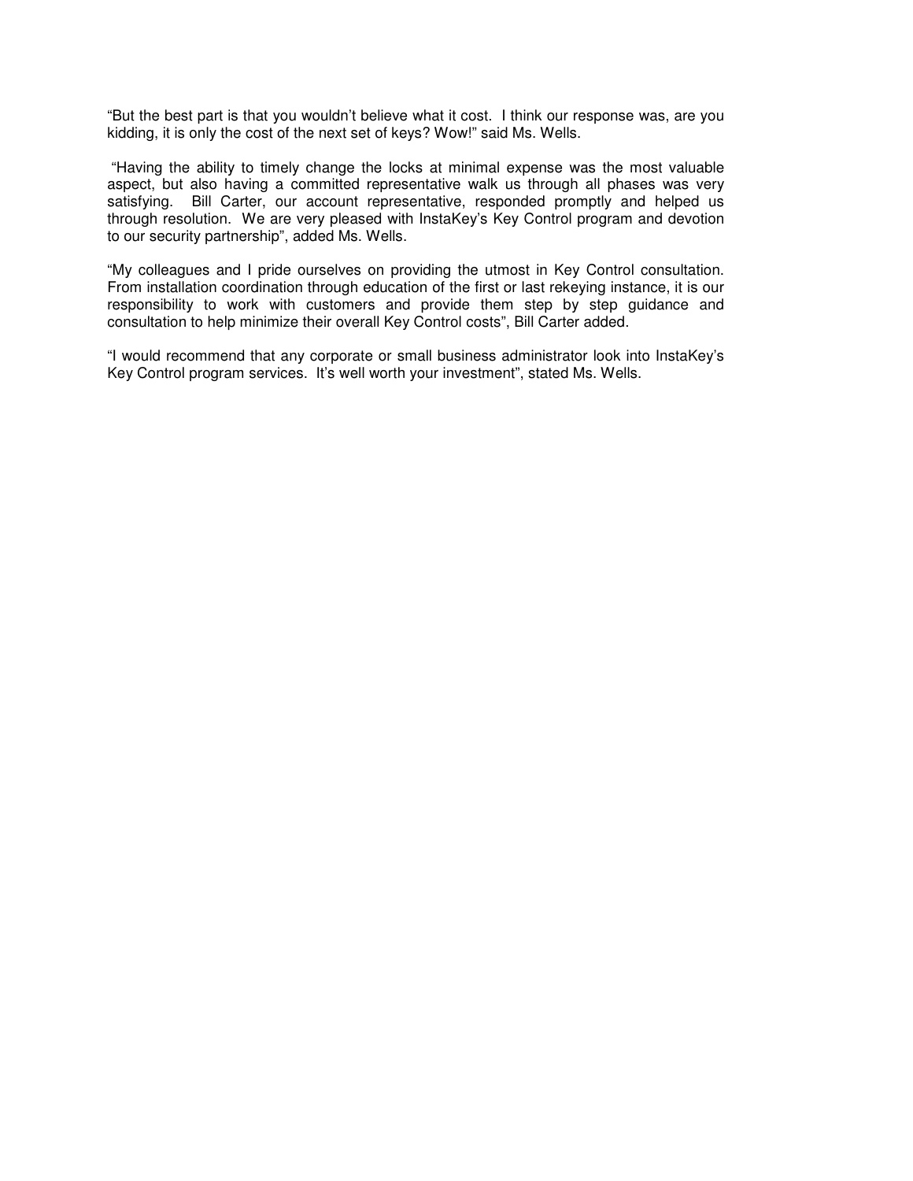"But the best part is that you wouldn't believe what it cost. I think our response was, are you kidding, it is only the cost of the next set of keys? Wow!" said Ms. Wells.

"Having the ability to timely change the locks at minimal expense was the most valuable aspect, but also having a committed representative walk us through all phases was very satisfying. Bill Carter, our account representative, responded promptly and helped us through resolution. We are very pleased with InstaKey's Key Control program and devotion to our security partnership", added Ms. Wells.

"My colleagues and I pride ourselves on providing the utmost in Key Control consultation. From installation coordination through education of the first or last rekeying instance, it is our responsibility to work with customers and provide them step by step guidance and consultation to help minimize their overall Key Control costs", Bill Carter added.

"I would recommend that any corporate or small business administrator look into InstaKey's Key Control program services. It's well worth your investment", stated Ms. Wells.